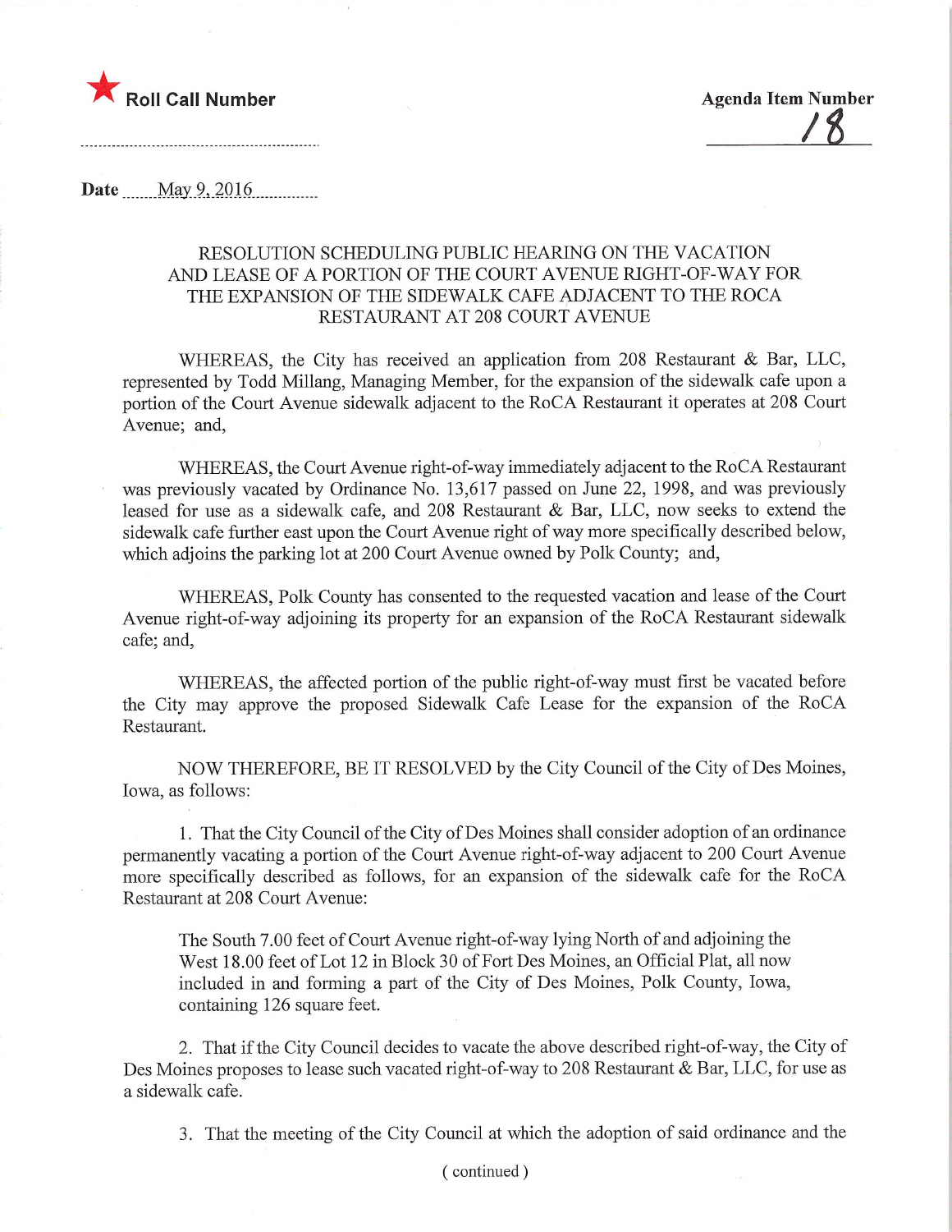★ **Roll Call Number**

**Agenda Item Number**
18

**Date** May 9, 2016

RESOLUTION SCHEDULING PUBLIC HEARING ON THE VACATION AND LEASE OF A PORTION OF THE COURT AVENUE RIGHT-OF-WAY FOR THE EXPANSION OF THE SIDEWALK CAFE ADJACENT TO THE ROCA RESTAURANT AT 208 COURT AVENUE

WHEREAS, the City has received an application from 208 Restaurant & Bar, LLC, represented by Todd Millang, Managing Member, for the expansion of the sidewalk cafe upon a portion of the Court Avenue sidewalk adjacent to the RoCA Restaurant it operates at 208 Court Avenue; and,

WHEREAS, the Court Avenue right-of-way immediately adjacent to the RoCA Restaurant was previously vacated by Ordinance No. 13,617 passed on June 22, 1998, and was previously leased for use as a sidewalk cafe, and 208 Restaurant & Bar, LLC, now seeks to extend the sidewalk cafe further east upon the Court Avenue right of way more specifically described below, which adjoins the parking lot at 200 Court Avenue owned by Polk County; and,

WHEREAS, Polk County has consented to the requested vacation and lease of the Court Avenue right-of-way adjoining its property for an expansion of the RoCA Restaurant sidewalk cafe; and,

WHEREAS, the affected portion of the public right-of-way must first be vacated before the City may approve the proposed Sidewalk Cafe Lease for the expansion of the RoCA Restaurant.

NOW THEREFORE, BE IT RESOLVED by the City Council of the City of Des Moines, Iowa, as follows:

1. That the City Council of the City of Des Moines shall consider adoption of an ordinance permanently vacating a portion of the Court Avenue right-of-way adjacent to 200 Court Avenue more specifically described as follows, for an expansion of the sidewalk cafe for the RoCA Restaurant at 208 Court Avenue:

   The South 7.00 feet of Court Avenue right-of-way lying North of and adjoining the West 18.00 feet of Lot 12 in Block 30 of Fort Des Moines, an Official Plat, all now included in and forming a part of the City of Des Moines, Polk County, Iowa, containing 126 square feet.

2. That if the City Council decides to vacate the above described right-of-way, the City of Des Moines proposes to lease such vacated right-of-way to 208 Restaurant & Bar, LLC, for use as a sidewalk cafe.

3. That the meeting of the City Council at which the adoption of said ordinance and the

( continued )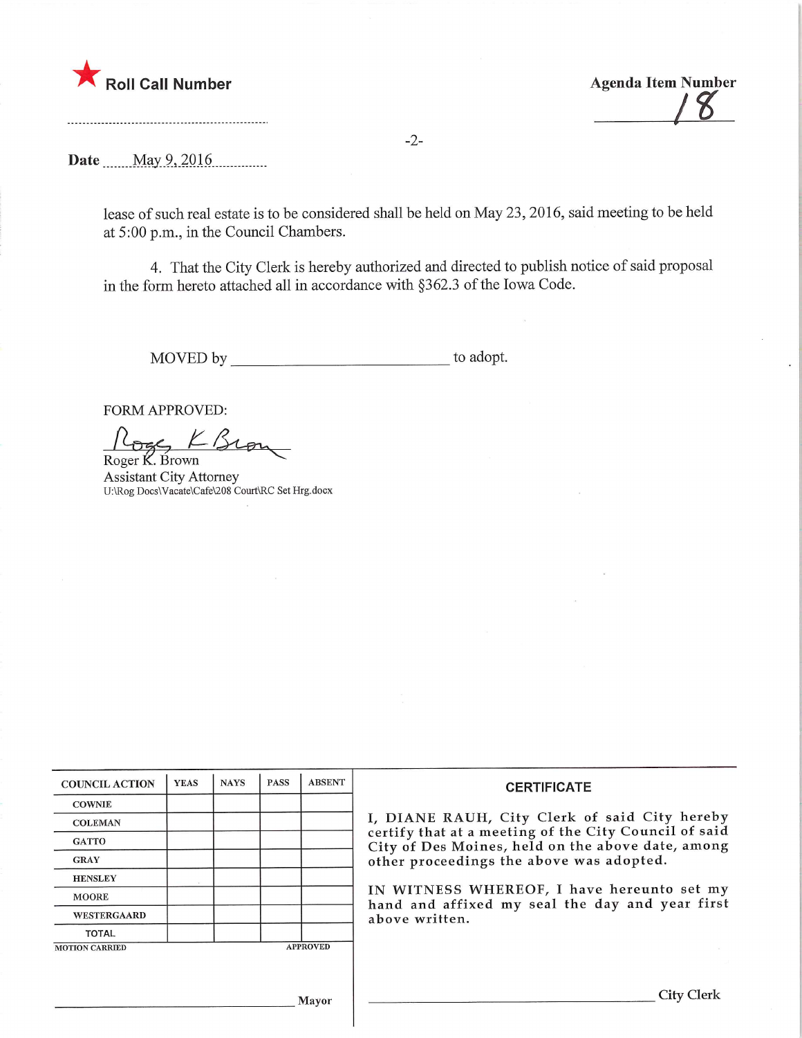★ Roll Call Number

Agenda Item Number 18

Date May 9, 2016

lease of such real estate is to be considered shall be held on May 23, 2016, said meeting to be held at 5:00 p.m., in the Council Chambers.

4. That the City Clerk is hereby authorized and directed to publish notice of said proposal in the form hereto attached all in accordance with §362.3 of the Iowa Code.

MOVED by ______________________ to adopt.

FORM APPROVED:

Roger K. Brown
Assistant City Attorney
U:\Rog Docs\Vacate\Cafe\208 Court\RC Set Hrg.docx

| COUNCIL ACTION | YEAS | NAYS | PASS | ABSENT |
|---|---|---|---|---|
| COWNIE | | | | |
| COLEMAN | | | | |
| GATTO | | | | |
| GRAY | | | | |
| HENSLEY | | | | |
| MOORE | | | | |
| WESTERGAARD | | | | |
| TOTAL | | | | |

MOTION CARRIED APPROVED

______________________ Mayor

**CERTIFICATE**

I, DIANE RAUH, City Clerk of said City hereby certify that at a meeting of the City Council of said City of Des Moines, held on the above date, among other proceedings the above was adopted.

IN WITNESS WHEREOF, I have hereunto set my hand and affixed my seal the day and year first above written.

______________________ City Clerk